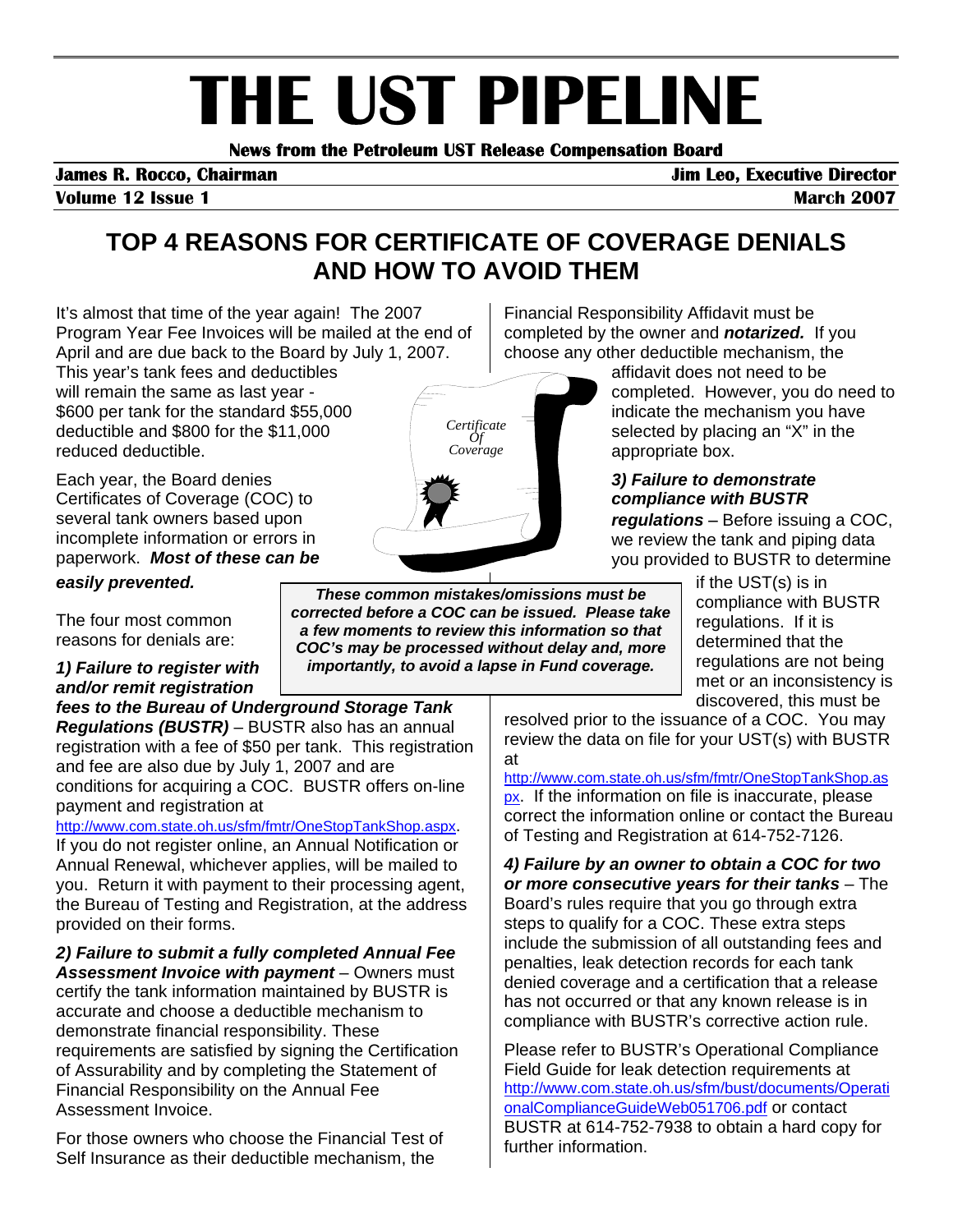# THE UST PIPELINE

**News from the Petroleum UST Release Compensation Board**

**James R. Rocco, Chairman** **Jim Leo, Executive Director**

**Volume 12 Issue 1** **March 2007**

## TOP 4 REASONS FOR CERTIFICATE OF COVERAGE DENIALS AND HOW TO AVOID THEM

It's almost that time of the year again! The 2007 Program Year Fee Invoices will be mailed at the end of April and are due back to the Board by July 1, 2007. This year's tank fees and deductibles will remain the same as last year - $600 per tank for the standard $55,000 deductible and $800 for the $11,000 reduced deductible.

Each year, the Board denies Certificates of Coverage (COC) to several tank owners based upon incomplete information or errors in paperwork. ***Most of these can be easily prevented.***

***These common mistakes/omissions must be corrected before a COC can be issued. Please take a few moments to review this information so that COC's may be processed without delay and, more importantly, to avoid a lapse in Fund coverage.***

The four most common reasons for denials are:

***1) Failure to register with and/or remit registration fees to the Bureau of Underground Storage Tank Regulations (BUSTR)*** – BUSTR also has an annual registration with a fee of $50 per tank. This registration and fee are also due by July 1, 2007 and are conditions for acquiring a COC. BUSTR offers on-line payment and registration at http://www.com.state.oh.us/sfm/fmtr/OneStopTankShop.aspx. If you do not register online, an Annual Notification or Annual Renewal, whichever applies, will be mailed to you. Return it with payment to their processing agent, the Bureau of Testing and Registration, at the address provided on their forms.

***2) Failure to submit a fully completed Annual Fee Assessment Invoice with payment*** – Owners must certify the tank information maintained by BUSTR is accurate and choose a deductible mechanism to demonstrate financial responsibility. These requirements are satisfied by signing the Certification of Assurability and by completing the Statement of Financial Responsibility on the Annual Fee Assessment Invoice.

For those owners who choose the Financial Test of Self Insurance as their deductible mechanism, the Financial Responsibility Affidavit must be completed by the owner and ***notarized.*** If you choose any other deductible mechanism, the affidavit does not need to be completed. However, you do need to indicate the mechanism you have selected by placing an "X" in the appropriate box.

***3) Failure to demonstrate compliance with BUSTR regulations*** – Before issuing a COC, we review the tank and piping data you provided to BUSTR to determine if the UST(s) is in compliance with BUSTR regulations. If it is determined that the regulations are not being met or an inconsistency is discovered, this must be resolved prior to the issuance of a COC. You may review the data on file for your UST(s) with BUSTR at http://www.com.state.oh.us/sfm/fmtr/OneStopTankShop.aspx. If the information on file is inaccurate, please correct the information online or contact the Bureau of Testing and Registration at 614-752-7126.

***4) Failure by an owner to obtain a COC for two or more consecutive years for their tanks*** – The Board's rules require that you go through extra steps to qualify for a COC. These extra steps include the submission of all outstanding fees and penalties, leak detection records for each tank denied coverage and a certification that a release has not occurred or that any known release is in compliance with BUSTR's corrective action rule.

Please refer to BUSTR's Operational Compliance Field Guide for leak detection requirements at http://www.com.state.oh.us/sfm/bust/documents/OperationalComplianceGuideWeb051706.pdf or contact BUSTR at 614-752-7938 to obtain a hard copy for further information.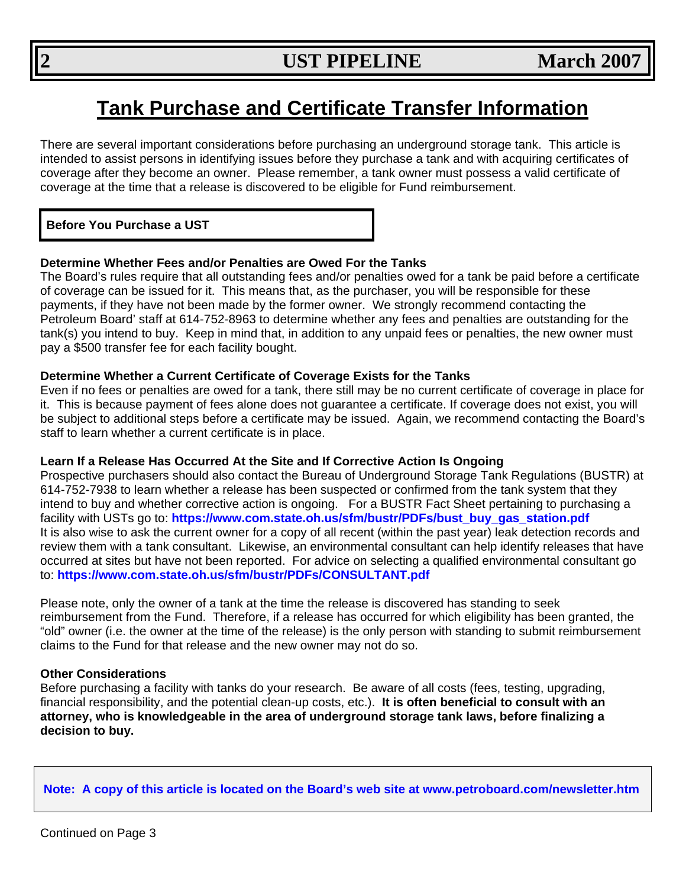# Tank Purchase and Certificate Transfer Information

There are several important considerations before purchasing an underground storage tank. This article is intended to assist persons in identifying issues before they purchase a tank and with acquiring certificates of coverage after they become an owner. Please remember, a tank owner must possess a valid certificate of coverage at the time that a release is discovered to be eligible for Fund reimbursement.

## Before You Purchase a UST

### Determine Whether Fees and/or Penalties are Owed For the Tanks

The Board's rules require that all outstanding fees and/or penalties owed for a tank be paid before a certificate of coverage can be issued for it. This means that, as the purchaser, you will be responsible for these payments, if they have not been made by the former owner. We strongly recommend contacting the Petroleum Board' staff at 614-752-8963 to determine whether any fees and penalties are outstanding for the tank(s) you intend to buy. Keep in mind that, in addition to any unpaid fees or penalties, the new owner must pay a $500 transfer fee for each facility bought.

### Determine Whether a Current Certificate of Coverage Exists for the Tanks

Even if no fees or penalties are owed for a tank, there still may be no current certificate of coverage in place for it. This is because payment of fees alone does not guarantee a certificate. If coverage does not exist, you will be subject to additional steps before a certificate may be issued. Again, we recommend contacting the Board's staff to learn whether a current certificate is in place.

### Learn If a Release Has Occurred At the Site and If Corrective Action Is Ongoing

Prospective purchasers should also contact the Bureau of Underground Storage Tank Regulations (BUSTR) at 614-752-7938 to learn whether a release has been suspected or confirmed from the tank system that they intend to buy and whether corrective action is ongoing. For a BUSTR Fact Sheet pertaining to purchasing a facility with USTs go to: **https://www.com.state.oh.us/sfm/bustr/PDFs/bust_buy_gas_station.pdf**
It is also wise to ask the current owner for a copy of all recent (within the past year) leak detection records and review them with a tank consultant. Likewise, an environmental consultant can help identify releases that have occurred at sites but have not been reported. For advice on selecting a qualified environmental consultant go to: **https://www.com.state.oh.us/sfm/bustr/PDFs/CONSULTANT.pdf**

Please note, only the owner of a tank at the time the release is discovered has standing to seek reimbursement from the Fund. Therefore, if a release has occurred for which eligibility has been granted, the "old" owner (i.e. the owner at the time of the release) is the only person with standing to submit reimbursement claims to the Fund for that release and the new owner may not do so.

### Other Considerations

Before purchasing a facility with tanks do your research. Be aware of all costs (fees, testing, upgrading, financial responsibility, and the potential clean-up costs, etc.). **It is often beneficial to consult with an attorney, who is knowledgeable in the area of underground storage tank laws, before finalizing a decision to buy.**

**Note: A copy of this article is located on the Board's web site at www.petroboard.com/newsletter.htm**

Continued on Page 3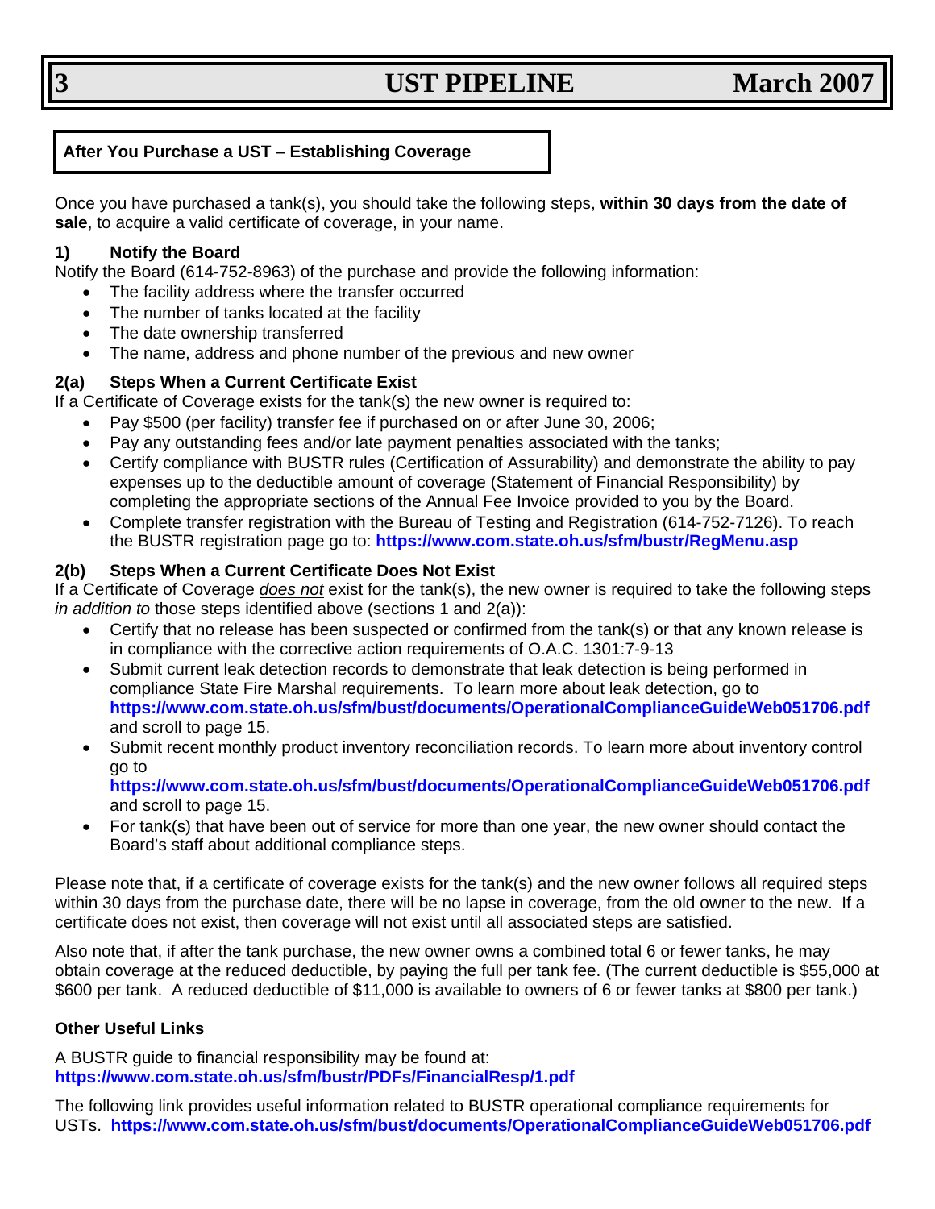## After You Purchase a UST – Establishing Coverage

Once you have purchased a tank(s), you should take the following steps, **within 30 days from the date of sale**, to acquire a valid certificate of coverage, in your name.

### 1) Notify the Board

Notify the Board (614-752-8963) of the purchase and provide the following information:

- The facility address where the transfer occurred
- The number of tanks located at the facility
- The date ownership transferred
- The name, address and phone number of the previous and new owner

### 2(a) Steps When a Current Certificate Exist

If a Certificate of Coverage exists for the tank(s) the new owner is required to:

- Pay $500 (per facility) transfer fee if purchased on or after June 30, 2006;
- Pay any outstanding fees and/or late payment penalties associated with the tanks;
- Certify compliance with BUSTR rules (Certification of Assurability) and demonstrate the ability to pay expenses up to the deductible amount of coverage (Statement of Financial Responsibility) by completing the appropriate sections of the Annual Fee Invoice provided to you by the Board.
- Complete transfer registration with the Bureau of Testing and Registration (614-752-7126). To reach the BUSTR registration page go to: **https://www.com.state.oh.us/sfm/bustr/RegMenu.asp**

### 2(b) Steps When a Current Certificate Does Not Exist

If a Certificate of Coverage *does not* exist for the tank(s), the new owner is required to take the following steps *in addition to* those steps identified above (sections 1 and 2(a)):

- Certify that no release has been suspected or confirmed from the tank(s) or that any known release is in compliance with the corrective action requirements of O.A.C. 1301:7-9-13
- Submit current leak detection records to demonstrate that leak detection is being performed in compliance State Fire Marshal requirements. To learn more about leak detection, go to **https://www.com.state.oh.us/sfm/bust/documents/OperationalComplianceGuideWeb051706.pdf** and scroll to page 15.
- Submit recent monthly product inventory reconciliation records. To learn more about inventory control go to **https://www.com.state.oh.us/sfm/bust/documents/OperationalComplianceGuideWeb051706.pdf** and scroll to page 15.
- For tank(s) that have been out of service for more than one year, the new owner should contact the Board's staff about additional compliance steps.

Please note that, if a certificate of coverage exists for the tank(s) and the new owner follows all required steps within 30 days from the purchase date, there will be no lapse in coverage, from the old owner to the new. If a certificate does not exist, then coverage will not exist until all associated steps are satisfied.

Also note that, if after the tank purchase, the new owner owns a combined total 6 or fewer tanks, he may obtain coverage at the reduced deductible, by paying the full per tank fee. (The current deductible is $55,000 at $600 per tank. A reduced deductible of $11,000 is available to owners of 6 or fewer tanks at $800 per tank.)

### Other Useful Links

A BUSTR guide to financial responsibility may be found at:
**https://www.com.state.oh.us/sfm/bustr/PDFs/FinancialResp/1.pdf**

The following link provides useful information related to BUSTR operational compliance requirements for USTs. **https://www.com.state.oh.us/sfm/bust/documents/OperationalComplianceGuideWeb051706.pdf**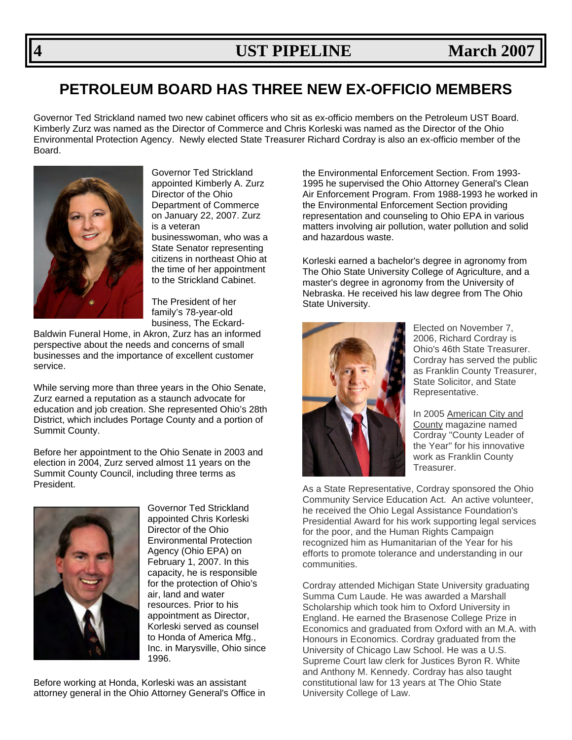# PETROLEUM BOARD HAS THREE NEW EX-OFFICIO MEMBERS

Governor Ted Strickland named two new cabinet officers who sit as ex-officio members on the Petroleum UST Board. Kimberly Zurz was named as the Director of Commerce and Chris Korleski was named as the Director of the Ohio Environmental Protection Agency. Newly elected State Treasurer Richard Cordray is also an ex-officio member of the Board.

Governor Ted Strickland appointed Kimberly A. Zurz Director of the Ohio Department of Commerce on January 22, 2007. Zurz is a veteran businesswoman, who was a State Senator representing citizens in northeast Ohio at the time of her appointment to the Strickland Cabinet.

The President of her family's 78-year-old business, The Eckard-Baldwin Funeral Home, in Akron, Zurz has an informed perspective about the needs and concerns of small businesses and the importance of excellent customer service.

While serving more than three years in the Ohio Senate, Zurz earned a reputation as a staunch advocate for education and job creation. She represented Ohio's 28th District, which includes Portage County and a portion of Summit County.

Before her appointment to the Ohio Senate in 2003 and election in 2004, Zurz served almost 11 years on the Summit County Council, including three terms as President.

Governor Ted Strickland appointed Chris Korleski Director of the Ohio Environmental Protection Agency (Ohio EPA) on February 1, 2007. In this capacity, he is responsible for the protection of Ohio's air, land and water resources. Prior to his appointment as Director, Korleski served as counsel to Honda of America Mfg., Inc. in Marysville, Ohio since 1996.

Before working at Honda, Korleski was an assistant attorney general in the Ohio Attorney General's Office in the Environmental Enforcement Section. From 1993-1995 he supervised the Ohio Attorney General's Clean Air Enforcement Program. From 1988-1993 he worked in the Environmental Enforcement Section providing representation and counseling to Ohio EPA in various matters involving air pollution, water pollution and solid and hazardous waste.

Korleski earned a bachelor's degree in agronomy from The Ohio State University College of Agriculture, and a master's degree in agronomy from the University of Nebraska. He received his law degree from The Ohio State University.

Elected on November 7, 2006, Richard Cordray is Ohio's 46th State Treasurer. Cordray has served the public as Franklin County Treasurer, State Solicitor, and State Representative.

In 2005 American City and County magazine named Cordray "County Leader of the Year" for his innovative work as Franklin County Treasurer.

As a State Representative, Cordray sponsored the Ohio Community Service Education Act. An active volunteer, he received the Ohio Legal Assistance Foundation's Presidential Award for his work supporting legal services for the poor, and the Human Rights Campaign recognized him as Humanitarian of the Year for his efforts to promote tolerance and understanding in our communities.

Cordray attended Michigan State University graduating Summa Cum Laude. He was awarded a Marshall Scholarship which took him to Oxford University in England. He earned the Brasenose College Prize in Economics and graduated from Oxford with an M.A. with Honours in Economics. Cordray graduated from the University of Chicago Law School. He was a U.S. Supreme Court law clerk for Justices Byron R. White and Anthony M. Kennedy. Cordray has also taught constitutional law for 13 years at The Ohio State University College of Law.